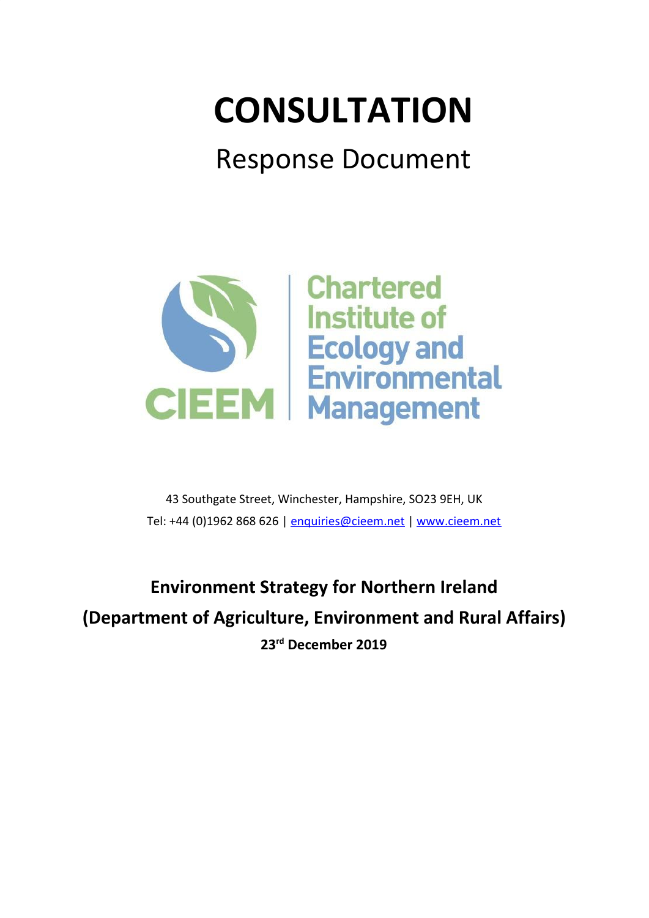# CONSULTATION

## Response Document

Chartered Institute of Ecology and Environmental Management

CIEEM

43 Southgate Street, Winchester, Hampshire, SO23 9EH, UK

Tel: +44 (0)1962 868 626 | enquiries@cieem.net | www.cieem.net

**Environment Strategy for Northern Ireland**

**(Department of Agriculture, Environment and Rural Affairs)**

**23rd December 2019**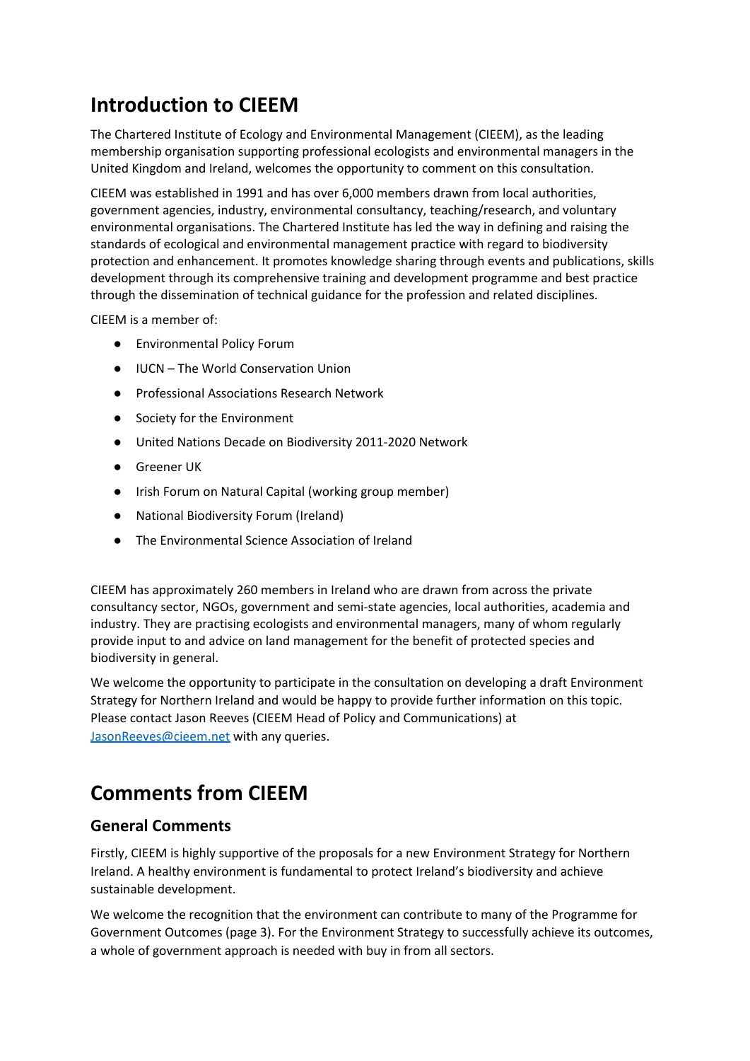# Introduction to CIEEM

The Chartered Institute of Ecology and Environmental Management (CIEEM), as the leading membership organisation supporting professional ecologists and environmental managers in the United Kingdom and Ireland, welcomes the opportunity to comment on this consultation.

CIEEM was established in 1991 and has over 6,000 members drawn from local authorities, government agencies, industry, environmental consultancy, teaching/research, and voluntary environmental organisations. The Chartered Institute has led the way in defining and raising the standards of ecological and environmental management practice with regard to biodiversity protection and enhancement. It promotes knowledge sharing through events and publications, skills development through its comprehensive training and development programme and best practice through the dissemination of technical guidance for the profession and related disciplines.

CIEEM is a member of:

- Environmental Policy Forum
- IUCN – The World Conservation Union
- Professional Associations Research Network
- Society for the Environment
- United Nations Decade on Biodiversity 2011-2020 Network
- Greener UK
- Irish Forum on Natural Capital (working group member)
- National Biodiversity Forum (Ireland)
- The Environmental Science Association of Ireland

CIEEM has approximately 260 members in Ireland who are drawn from across the private consultancy sector, NGOs, government and semi-state agencies, local authorities, academia and industry. They are practising ecologists and environmental managers, many of whom regularly provide input to and advice on land management for the benefit of protected species and biodiversity in general.

We welcome the opportunity to participate in the consultation on developing a draft Environment Strategy for Northern Ireland and would be happy to provide further information on this topic. Please contact Jason Reeves (CIEEM Head of Policy and Communications) at JasonReeves@cieem.net with any queries.

# Comments from CIEEM

## General Comments

Firstly, CIEEM is highly supportive of the proposals for a new Environment Strategy for Northern Ireland. A healthy environment is fundamental to protect Ireland's biodiversity and achieve sustainable development.

We welcome the recognition that the environment can contribute to many of the Programme for Government Outcomes (page 3). For the Environment Strategy to successfully achieve its outcomes, a whole of government approach is needed with buy in from all sectors.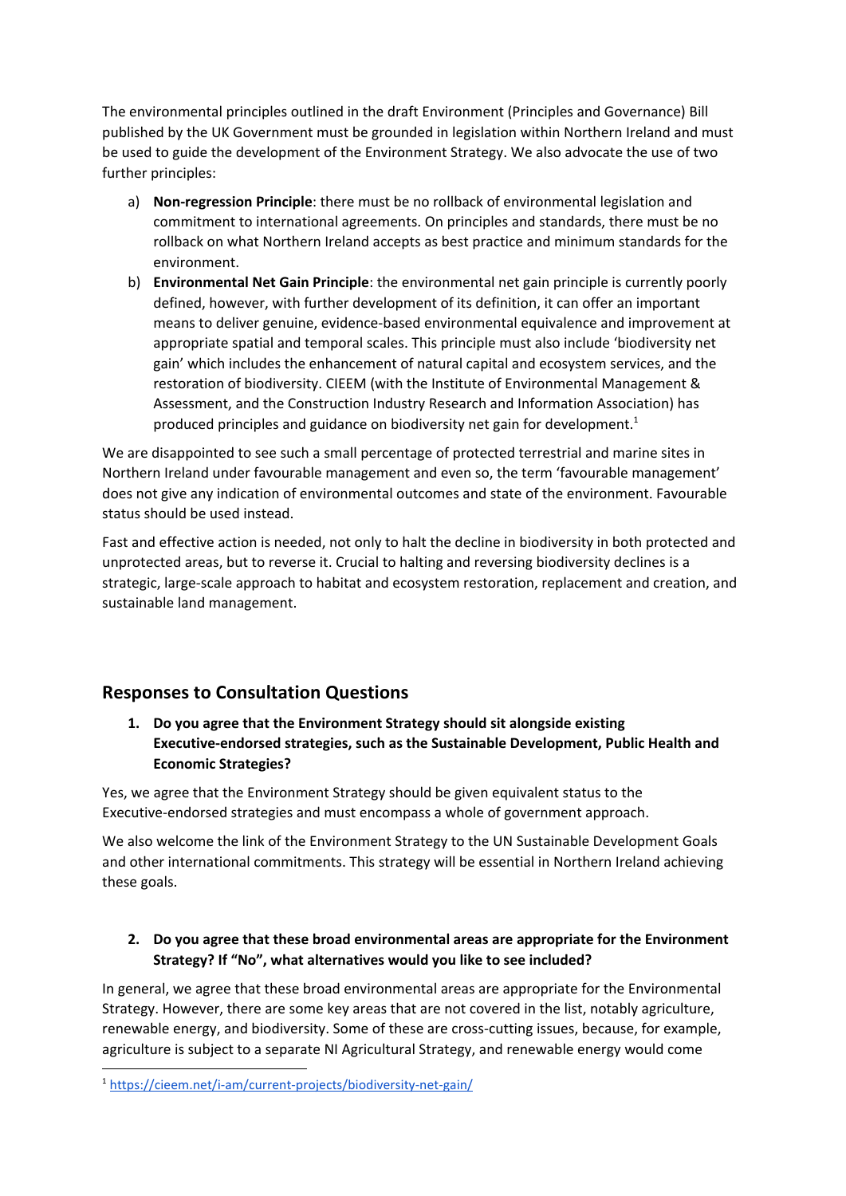The environmental principles outlined in the draft Environment (Principles and Governance) Bill published by the UK Government must be grounded in legislation within Northern Ireland and must be used to guide the development of the Environment Strategy. We also advocate the use of two further principles:

a) **Non-regression Principle**: there must be no rollback of environmental legislation and commitment to international agreements. On principles and standards, there must be no rollback on what Northern Ireland accepts as best practice and minimum standards for the environment.

b) **Environmental Net Gain Principle**: the environmental net gain principle is currently poorly defined, however, with further development of its definition, it can offer an important means to deliver genuine, evidence-based environmental equivalence and improvement at appropriate spatial and temporal scales. This principle must also include 'biodiversity net gain' which includes the enhancement of natural capital and ecosystem services, and the restoration of biodiversity. CIEEM (with the Institute of Environmental Management & Assessment, and the Construction Industry Research and Information Association) has produced principles and guidance on biodiversity net gain for development.[1]

We are disappointed to see such a small percentage of protected terrestrial and marine sites in Northern Ireland under favourable management and even so, the term 'favourable management' does not give any indication of environmental outcomes and state of the environment. Favourable status should be used instead.

Fast and effective action is needed, not only to halt the decline in biodiversity in both protected and unprotected areas, but to reverse it. Crucial to halting and reversing biodiversity declines is a strategic, large-scale approach to habitat and ecosystem restoration, replacement and creation, and sustainable land management.

## Responses to Consultation Questions

1. **Do you agree that the Environment Strategy should sit alongside existing Executive-endorsed strategies, such as the Sustainable Development, Public Health and Economic Strategies?**

Yes, we agree that the Environment Strategy should be given equivalent status to the Executive-endorsed strategies and must encompass a whole of government approach.

We also welcome the link of the Environment Strategy to the UN Sustainable Development Goals and other international commitments. This strategy will be essential in Northern Ireland achieving these goals.

2. **Do you agree that these broad environmental areas are appropriate for the Environment Strategy? If "No", what alternatives would you like to see included?**

In general, we agree that these broad environmental areas are appropriate for the Environmental Strategy. However, there are some key areas that are not covered in the list, notably agriculture, renewable energy, and biodiversity. Some of these are cross-cutting issues, because, for example, agriculture is subject to a separate NI Agricultural Strategy, and renewable energy would come

[1] https://cieem.net/i-am/current-projects/biodiversity-net-gain/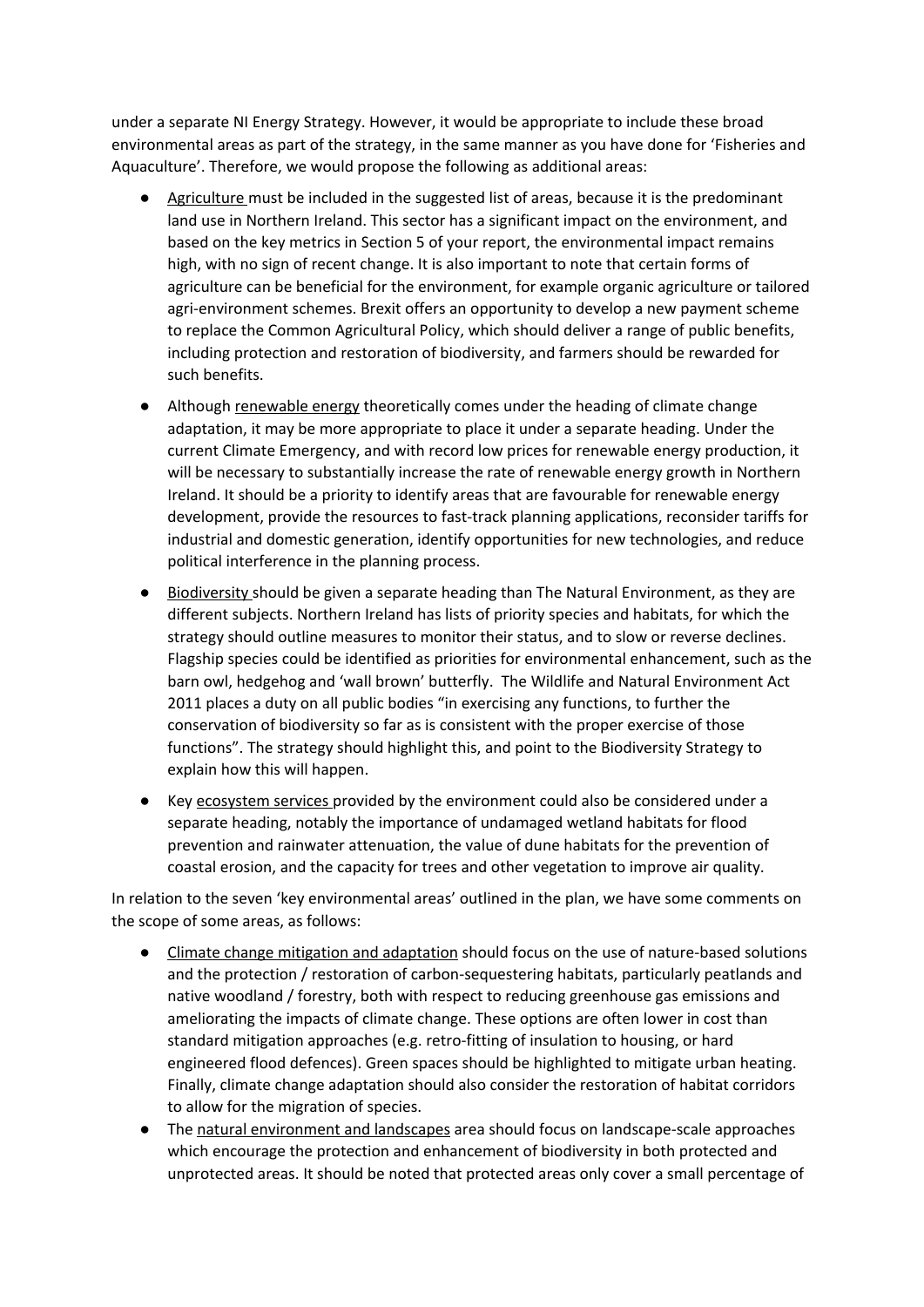under a separate NI Energy Strategy. However, it would be appropriate to include these broad environmental areas as part of the strategy, in the same manner as you have done for 'Fisheries and Aquaculture'. Therefore, we would propose the following as additional areas:

- Agriculture must be included in the suggested list of areas, because it is the predominant land use in Northern Ireland. This sector has a significant impact on the environment, and based on the key metrics in Section 5 of your report, the environmental impact remains high, with no sign of recent change. It is also important to note that certain forms of agriculture can be beneficial for the environment, for example organic agriculture or tailored agri-environment schemes. Brexit offers an opportunity to develop a new payment scheme to replace the Common Agricultural Policy, which should deliver a range of public benefits, including protection and restoration of biodiversity, and farmers should be rewarded for such benefits.
- Although renewable energy theoretically comes under the heading of climate change adaptation, it may be more appropriate to place it under a separate heading. Under the current Climate Emergency, and with record low prices for renewable energy production, it will be necessary to substantially increase the rate of renewable energy growth in Northern Ireland. It should be a priority to identify areas that are favourable for renewable energy development, provide the resources to fast-track planning applications, reconsider tariffs for industrial and domestic generation, identify opportunities for new technologies, and reduce political interference in the planning process.
- Biodiversity should be given a separate heading than The Natural Environment, as they are different subjects. Northern Ireland has lists of priority species and habitats, for which the strategy should outline measures to monitor their status, and to slow or reverse declines. Flagship species could be identified as priorities for environmental enhancement, such as the barn owl, hedgehog and 'wall brown' butterfly. The Wildlife and Natural Environment Act 2011 places a duty on all public bodies "in exercising any functions, to further the conservation of biodiversity so far as is consistent with the proper exercise of those functions". The strategy should highlight this, and point to the Biodiversity Strategy to explain how this will happen.
- Key ecosystem services provided by the environment could also be considered under a separate heading, notably the importance of undamaged wetland habitats for flood prevention and rainwater attenuation, the value of dune habitats for the prevention of coastal erosion, and the capacity for trees and other vegetation to improve air quality.

In relation to the seven 'key environmental areas' outlined in the plan, we have some comments on the scope of some areas, as follows:

- Climate change mitigation and adaptation should focus on the use of nature-based solutions and the protection / restoration of carbon-sequestering habitats, particularly peatlands and native woodland / forestry, both with respect to reducing greenhouse gas emissions and ameliorating the impacts of climate change. These options are often lower in cost than standard mitigation approaches (e.g. retro-fitting of insulation to housing, or hard engineered flood defences). Green spaces should be highlighted to mitigate urban heating. Finally, climate change adaptation should also consider the restoration of habitat corridors to allow for the migration of species.
- The natural environment and landscapes area should focus on landscape-scale approaches which encourage the protection and enhancement of biodiversity in both protected and unprotected areas. It should be noted that protected areas only cover a small percentage of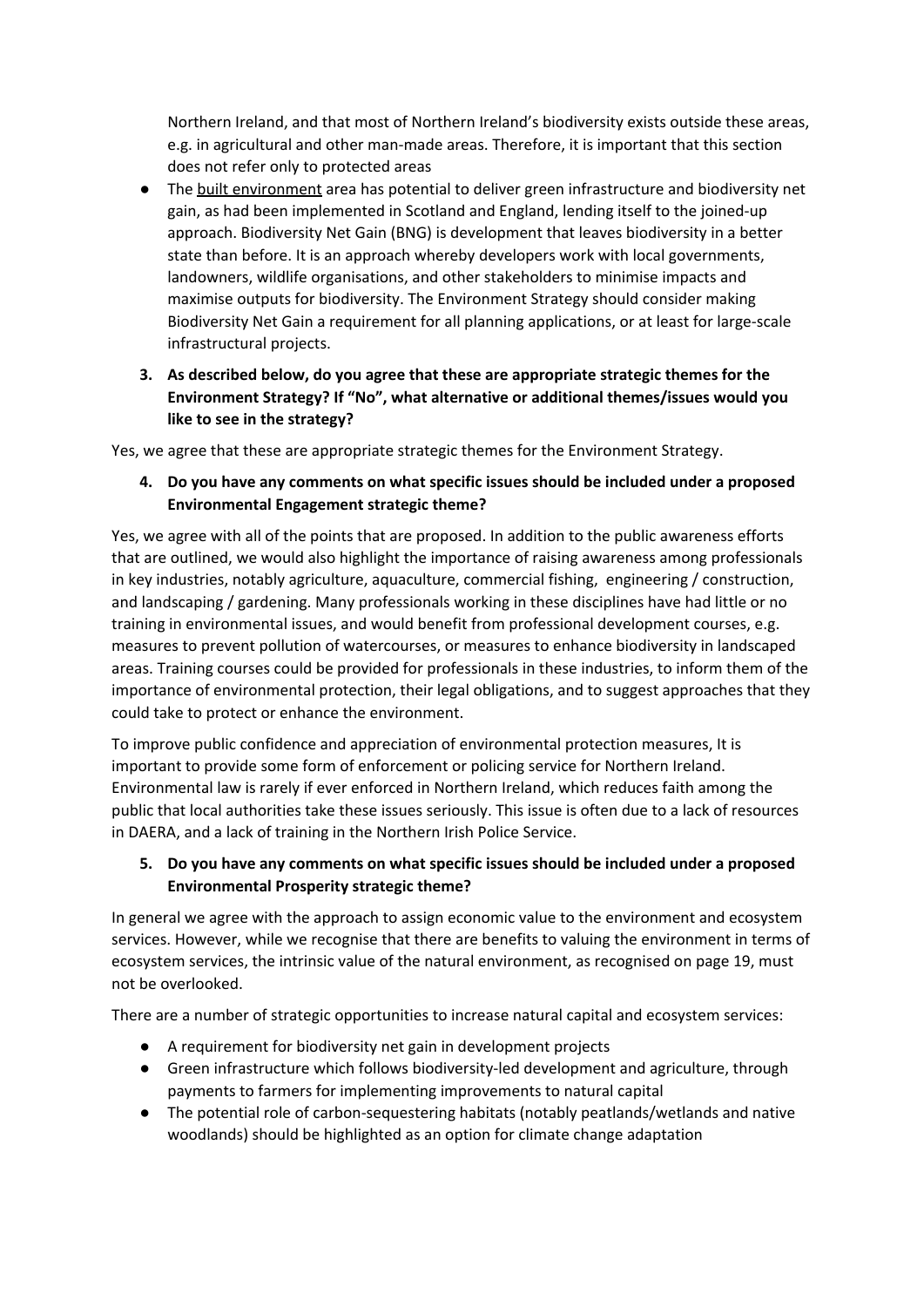Northern Ireland, and that most of Northern Ireland's biodiversity exists outside these areas, e.g. in agricultural and other man-made areas. Therefore, it is important that this section does not refer only to protected areas

- The built environment area has potential to deliver green infrastructure and biodiversity net gain, as had been implemented in Scotland and England, lending itself to the joined-up approach. Biodiversity Net Gain (BNG) is development that leaves biodiversity in a better state than before. It is an approach whereby developers work with local governments, landowners, wildlife organisations, and other stakeholders to minimise impacts and maximise outputs for biodiversity. The Environment Strategy should consider making Biodiversity Net Gain a requirement for all planning applications, or at least for large-scale infrastructural projects.

**3. As described below, do you agree that these are appropriate strategic themes for the Environment Strategy? If "No", what alternative or additional themes/issues would you like to see in the strategy?**

Yes, we agree that these are appropriate strategic themes for the Environment Strategy.

**4. Do you have any comments on what specific issues should be included under a proposed Environmental Engagement strategic theme?**

Yes, we agree with all of the points that are proposed. In addition to the public awareness efforts that are outlined, we would also highlight the importance of raising awareness among professionals in key industries, notably agriculture, aquaculture, commercial fishing, engineering / construction, and landscaping / gardening. Many professionals working in these disciplines have had little or no training in environmental issues, and would benefit from professional development courses, e.g. measures to prevent pollution of watercourses, or measures to enhance biodiversity in landscaped areas. Training courses could be provided for professionals in these industries, to inform them of the importance of environmental protection, their legal obligations, and to suggest approaches that they could take to protect or enhance the environment.

To improve public confidence and appreciation of environmental protection measures, It is important to provide some form of enforcement or policing service for Northern Ireland. Environmental law is rarely if ever enforced in Northern Ireland, which reduces faith among the public that local authorities take these issues seriously. This issue is often due to a lack of resources in DAERA, and a lack of training in the Northern Irish Police Service.

**5. Do you have any comments on what specific issues should be included under a proposed Environmental Prosperity strategic theme?**

In general we agree with the approach to assign economic value to the environment and ecosystem services. However, while we recognise that there are benefits to valuing the environment in terms of ecosystem services, the intrinsic value of the natural environment, as recognised on page 19, must not be overlooked.

There are a number of strategic opportunities to increase natural capital and ecosystem services:

- A requirement for biodiversity net gain in development projects
- Green infrastructure which follows biodiversity-led development and agriculture, through payments to farmers for implementing improvements to natural capital
- The potential role of carbon-sequestering habitats (notably peatlands/wetlands and native woodlands) should be highlighted as an option for climate change adaptation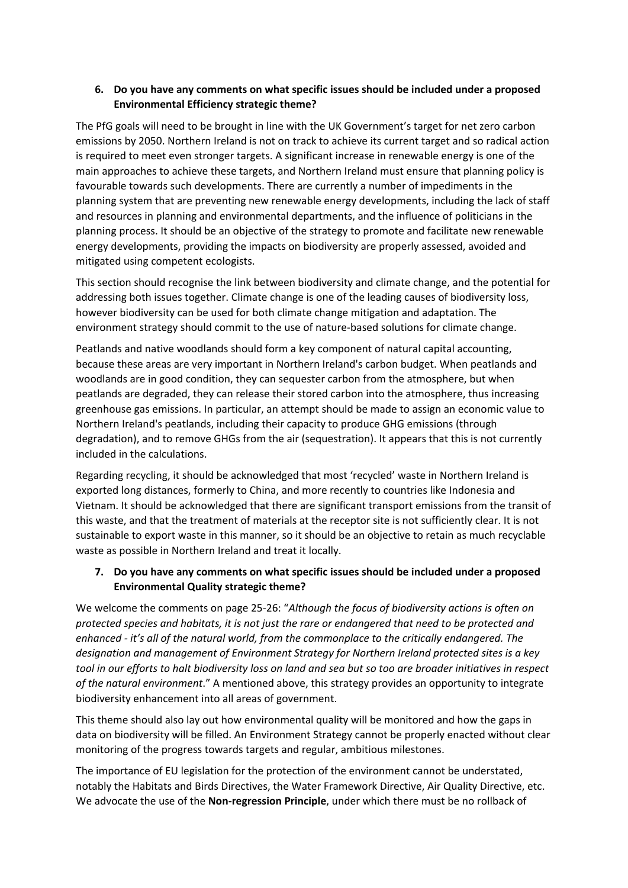**6. Do you have any comments on what specific issues should be included under a proposed Environmental Efficiency strategic theme?**

The PfG goals will need to be brought in line with the UK Government's target for net zero carbon emissions by 2050. Northern Ireland is not on track to achieve its current target and so radical action is required to meet even stronger targets. A significant increase in renewable energy is one of the main approaches to achieve these targets, and Northern Ireland must ensure that planning policy is favourable towards such developments. There are currently a number of impediments in the planning system that are preventing new renewable energy developments, including the lack of staff and resources in planning and environmental departments, and the influence of politicians in the planning process. It should be an objective of the strategy to promote and facilitate new renewable energy developments, providing the impacts on biodiversity are properly assessed, avoided and mitigated using competent ecologists.

This section should recognise the link between biodiversity and climate change, and the potential for addressing both issues together. Climate change is one of the leading causes of biodiversity loss, however biodiversity can be used for both climate change mitigation and adaptation. The environment strategy should commit to the use of nature-based solutions for climate change.

Peatlands and native woodlands should form a key component of natural capital accounting, because these areas are very important in Northern Ireland's carbon budget. When peatlands and woodlands are in good condition, they can sequester carbon from the atmosphere, but when peatlands are degraded, they can release their stored carbon into the atmosphere, thus increasing greenhouse gas emissions. In particular, an attempt should be made to assign an economic value to Northern Ireland's peatlands, including their capacity to produce GHG emissions (through degradation), and to remove GHGs from the air (sequestration). It appears that this is not currently included in the calculations.

Regarding recycling, it should be acknowledged that most 'recycled' waste in Northern Ireland is exported long distances, formerly to China, and more recently to countries like Indonesia and Vietnam. It should be acknowledged that there are significant transport emissions from the transit of this waste, and that the treatment of materials at the receptor site is not sufficiently clear. It is not sustainable to export waste in this manner, so it should be an objective to retain as much recyclable waste as possible in Northern Ireland and treat it locally.

**7. Do you have any comments on what specific issues should be included under a proposed Environmental Quality strategic theme?**

We welcome the comments on page 25-26: "*Although the focus of biodiversity actions is often on protected species and habitats, it is not just the rare or endangered that need to be protected and enhanced - it's all of the natural world, from the commonplace to the critically endangered. The designation and management of Environment Strategy for Northern Ireland protected sites is a key tool in our efforts to halt biodiversity loss on land and sea but so too are broader initiatives in respect of the natural environment*." A mentioned above, this strategy provides an opportunity to integrate biodiversity enhancement into all areas of government.

This theme should also lay out how environmental quality will be monitored and how the gaps in data on biodiversity will be filled. An Environment Strategy cannot be properly enacted without clear monitoring of the progress towards targets and regular, ambitious milestones.

The importance of EU legislation for the protection of the environment cannot be understated, notably the Habitats and Birds Directives, the Water Framework Directive, Air Quality Directive, etc. We advocate the use of the **Non-regression Principle**, under which there must be no rollback of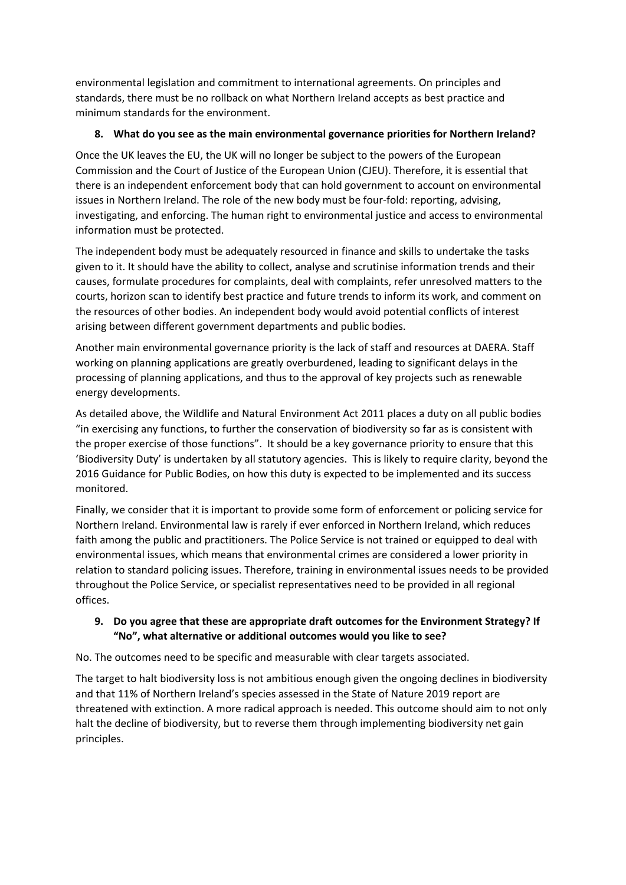environmental legislation and commitment to international agreements. On principles and standards, there must be no rollback on what Northern Ireland accepts as best practice and minimum standards for the environment.

**8. What do you see as the main environmental governance priorities for Northern Ireland?**

Once the UK leaves the EU, the UK will no longer be subject to the powers of the European Commission and the Court of Justice of the European Union (CJEU). Therefore, it is essential that there is an independent enforcement body that can hold government to account on environmental issues in Northern Ireland. The role of the new body must be four-fold: reporting, advising, investigating, and enforcing. The human right to environmental justice and access to environmental information must be protected.

The independent body must be adequately resourced in finance and skills to undertake the tasks given to it. It should have the ability to collect, analyse and scrutinise information trends and their causes, formulate procedures for complaints, deal with complaints, refer unresolved matters to the courts, horizon scan to identify best practice and future trends to inform its work, and comment on the resources of other bodies. An independent body would avoid potential conflicts of interest arising between different government departments and public bodies.

Another main environmental governance priority is the lack of staff and resources at DAERA. Staff working on planning applications are greatly overburdened, leading to significant delays in the processing of planning applications, and thus to the approval of key projects such as renewable energy developments.

As detailed above, the Wildlife and Natural Environment Act 2011 places a duty on all public bodies "in exercising any functions, to further the conservation of biodiversity so far as is consistent with the proper exercise of those functions". It should be a key governance priority to ensure that this 'Biodiversity Duty' is undertaken by all statutory agencies. This is likely to require clarity, beyond the 2016 Guidance for Public Bodies, on how this duty is expected to be implemented and its success monitored.

Finally, we consider that it is important to provide some form of enforcement or policing service for Northern Ireland. Environmental law is rarely if ever enforced in Northern Ireland, which reduces faith among the public and practitioners. The Police Service is not trained or equipped to deal with environmental issues, which means that environmental crimes are considered a lower priority in relation to standard policing issues. Therefore, training in environmental issues needs to be provided throughout the Police Service, or specialist representatives need to be provided in all regional offices.

**9. Do you agree that these are appropriate draft outcomes for the Environment Strategy? If "No", what alternative or additional outcomes would you like to see?**

No. The outcomes need to be specific and measurable with clear targets associated.

The target to halt biodiversity loss is not ambitious enough given the ongoing declines in biodiversity and that 11% of Northern Ireland's species assessed in the State of Nature 2019 report are threatened with extinction. A more radical approach is needed. This outcome should aim to not only halt the decline of biodiversity, but to reverse them through implementing biodiversity net gain principles.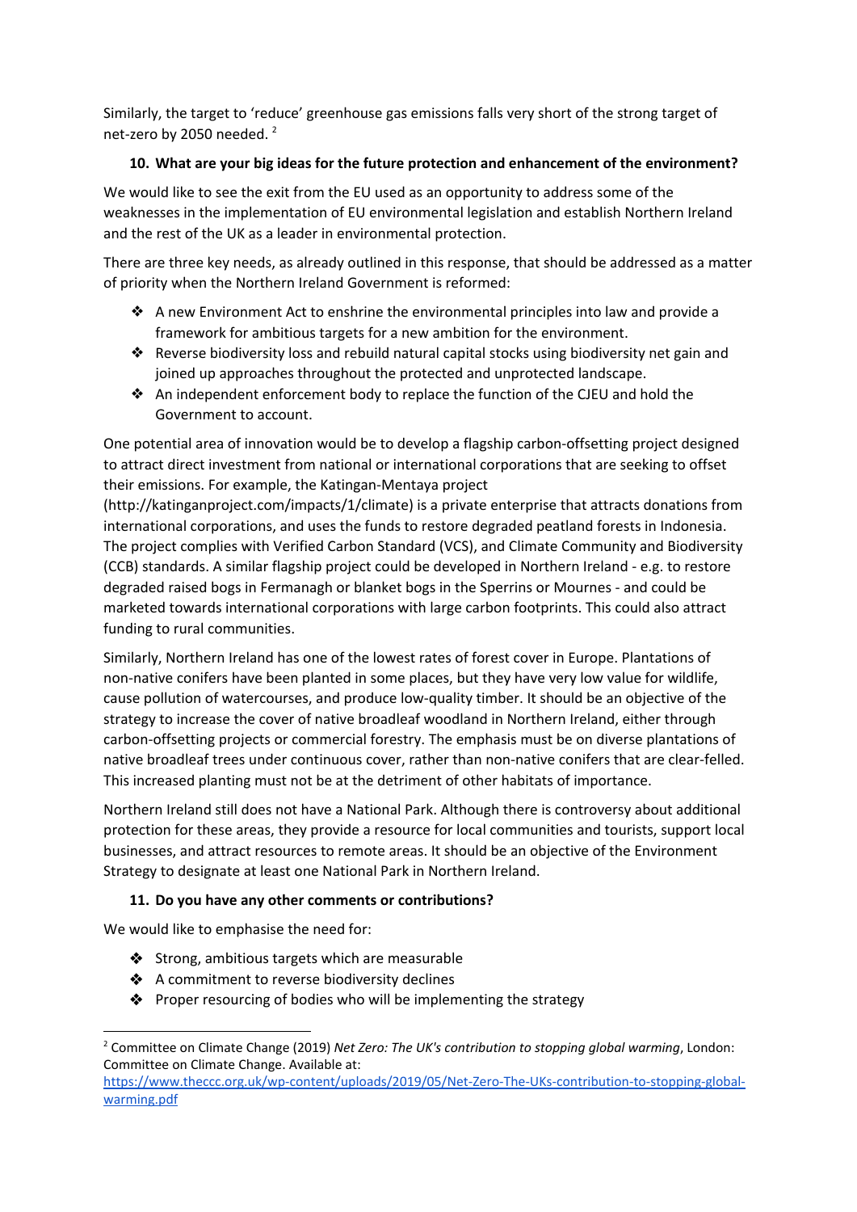Similarly, the target to 'reduce' greenhouse gas emissions falls very short of the strong target of net-zero by 2050 needed. [2]

**10. What are your big ideas for the future protection and enhancement of the environment?**

We would like to see the exit from the EU used as an opportunity to address some of the weaknesses in the implementation of EU environmental legislation and establish Northern Ireland and the rest of the UK as a leader in environmental protection.

There are three key needs, as already outlined in this response, that should be addressed as a matter of priority when the Northern Ireland Government is reformed:

- A new Environment Act to enshrine the environmental principles into law and provide a framework for ambitious targets for a new ambition for the environment.
- Reverse biodiversity loss and rebuild natural capital stocks using biodiversity net gain and joined up approaches throughout the protected and unprotected landscape.
- An independent enforcement body to replace the function of the CJEU and hold the Government to account.

One potential area of innovation would be to develop a flagship carbon-offsetting project designed to attract direct investment from national or international corporations that are seeking to offset their emissions. For example, the Katingan-Mentaya project (http://katinganproject.com/impacts/1/climate) is a private enterprise that attracts donations from international corporations, and uses the funds to restore degraded peatland forests in Indonesia. The project complies with Verified Carbon Standard (VCS), and Climate Community and Biodiversity (CCB) standards. A similar flagship project could be developed in Northern Ireland - e.g. to restore degraded raised bogs in Fermanagh or blanket bogs in the Sperrins or Mournes - and could be marketed towards international corporations with large carbon footprints. This could also attract funding to rural communities.

Similarly, Northern Ireland has one of the lowest rates of forest cover in Europe. Plantations of non-native conifers have been planted in some places, but they have very low value for wildlife, cause pollution of watercourses, and produce low-quality timber. It should be an objective of the strategy to increase the cover of native broadleaf woodland in Northern Ireland, either through carbon-offsetting projects or commercial forestry. The emphasis must be on diverse plantations of native broadleaf trees under continuous cover, rather than non-native conifers that are clear-felled. This increased planting must not be at the detriment of other habitats of importance.

Northern Ireland still does not have a National Park. Although there is controversy about additional protection for these areas, they provide a resource for local communities and tourists, support local businesses, and attract resources to remote areas. It should be an objective of the Environment Strategy to designate at least one National Park in Northern Ireland.

**11. Do you have any other comments or contributions?**

We would like to emphasise the need for:

- Strong, ambitious targets which are measurable
- A commitment to reverse biodiversity declines
- Proper resourcing of bodies who will be implementing the strategy

---

[2] Committee on Climate Change (2019) *Net Zero: The UK's contribution to stopping global warming*, London: Committee on Climate Change. Available at: https://www.theccc.org.uk/wp-content/uploads/2019/05/Net-Zero-The-UKs-contribution-to-stopping-global-warming.pdf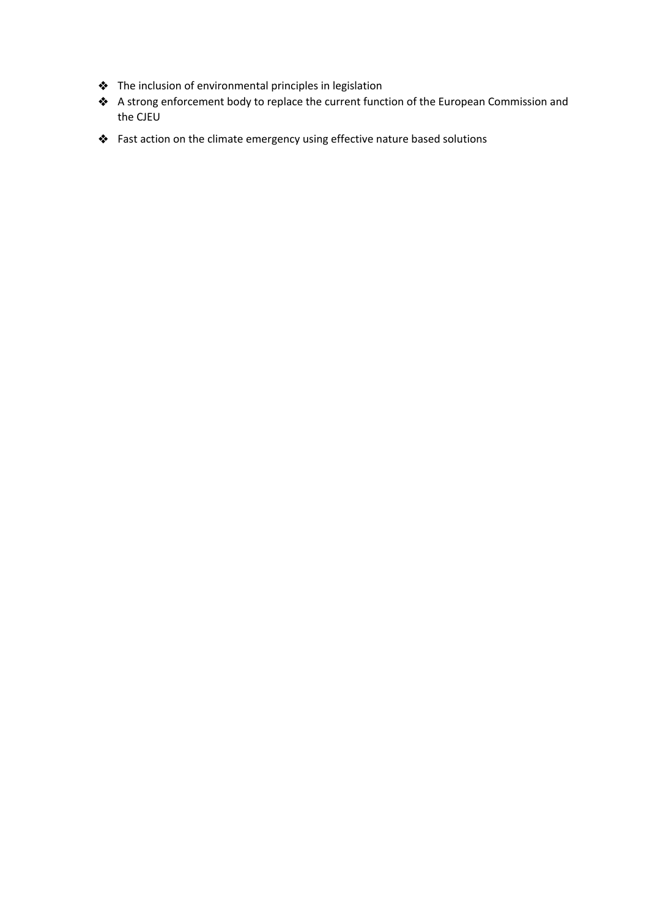- The inclusion of environmental principles in legislation
- A strong enforcement body to replace the current function of the European Commission and the CJEU
- Fast action on the climate emergency using effective nature based solutions